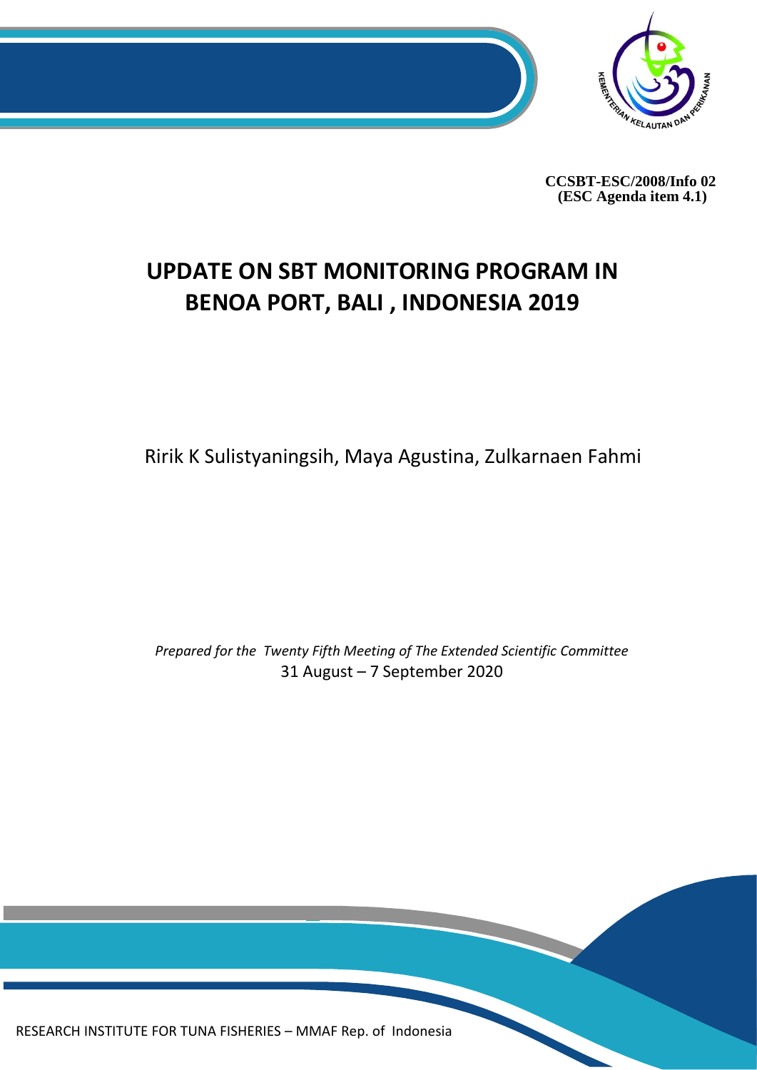**CCSBT-ESC/2008/Info 02**
**(ESC Agenda item 4.1)**

# UPDATE ON SBT MONITORING PROGRAM IN BENOA PORT, BALI , INDONESIA 2019

Ririk K Sulistyaningsih, Maya Agustina, Zulkarnaen Fahmi

*Prepared for the Twenty Fifth Meeting of The Extended Scientific Committee*
31 August – 7 September 2020

RESEARCH INSTITUTE FOR TUNA FISHERIES – MMAF Rep. of Indonesia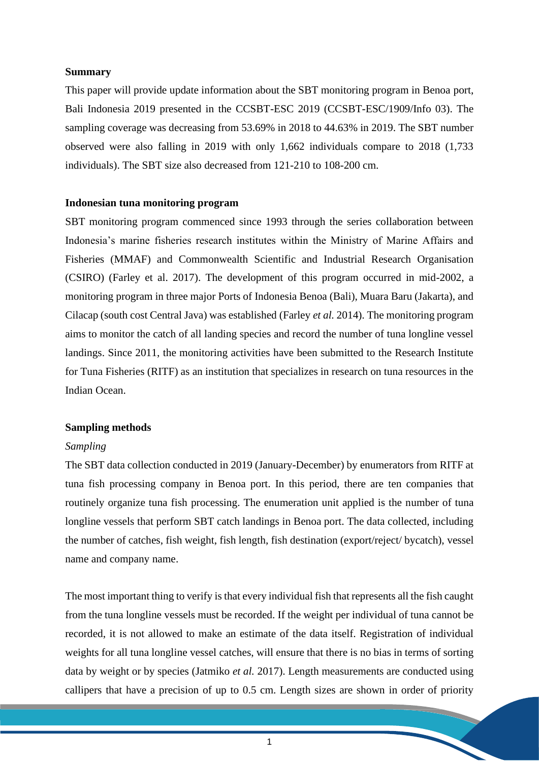**Summary**

This paper will provide update information about the SBT monitoring program in Benoa port, Bali Indonesia 2019 presented in the CCSBT-ESC 2019 (CCSBT-ESC/1909/Info 03). The sampling coverage was decreasing from 53.69% in 2018 to 44.63% in 2019. The SBT number observed were also falling in 2019 with only 1,662 individuals compare to 2018 (1,733 individuals). The SBT size also decreased from 121-210 to 108-200 cm.

**Indonesian tuna monitoring program**

SBT monitoring program commenced since 1993 through the series collaboration between Indonesia's marine fisheries research institutes within the Ministry of Marine Affairs and Fisheries (MMAF) and Commonwealth Scientific and Industrial Research Organisation (CSIRO) (Farley et al. 2017). The development of this program occurred in mid-2002, a monitoring program in three major Ports of Indonesia Benoa (Bali), Muara Baru (Jakarta), and Cilacap (south cost Central Java) was established (Farley *et al.* 2014). The monitoring program aims to monitor the catch of all landing species and record the number of tuna longline vessel landings. Since 2011, the monitoring activities have been submitted to the Research Institute for Tuna Fisheries (RITF) as an institution that specializes in research on tuna resources in the Indian Ocean.

**Sampling methods**

*Sampling*

The SBT data collection conducted in 2019 (January-December) by enumerators from RITF at tuna fish processing company in Benoa port. In this period, there are ten companies that routinely organize tuna fish processing. The enumeration unit applied is the number of tuna longline vessels that perform SBT catch landings in Benoa port. The data collected, including the number of catches, fish weight, fish length, fish destination (export/reject/ bycatch), vessel name and company name.

The most important thing to verify is that every individual fish that represents all the fish caught from the tuna longline vessels must be recorded. If the weight per individual of tuna cannot be recorded, it is not allowed to make an estimate of the data itself. Registration of individual weights for all tuna longline vessel catches, will ensure that there is no bias in terms of sorting data by weight or by species (Jatmiko *et al.* 2017). Length measurements are conducted using callipers that have a precision of up to 0.5 cm. Length sizes are shown in order of priority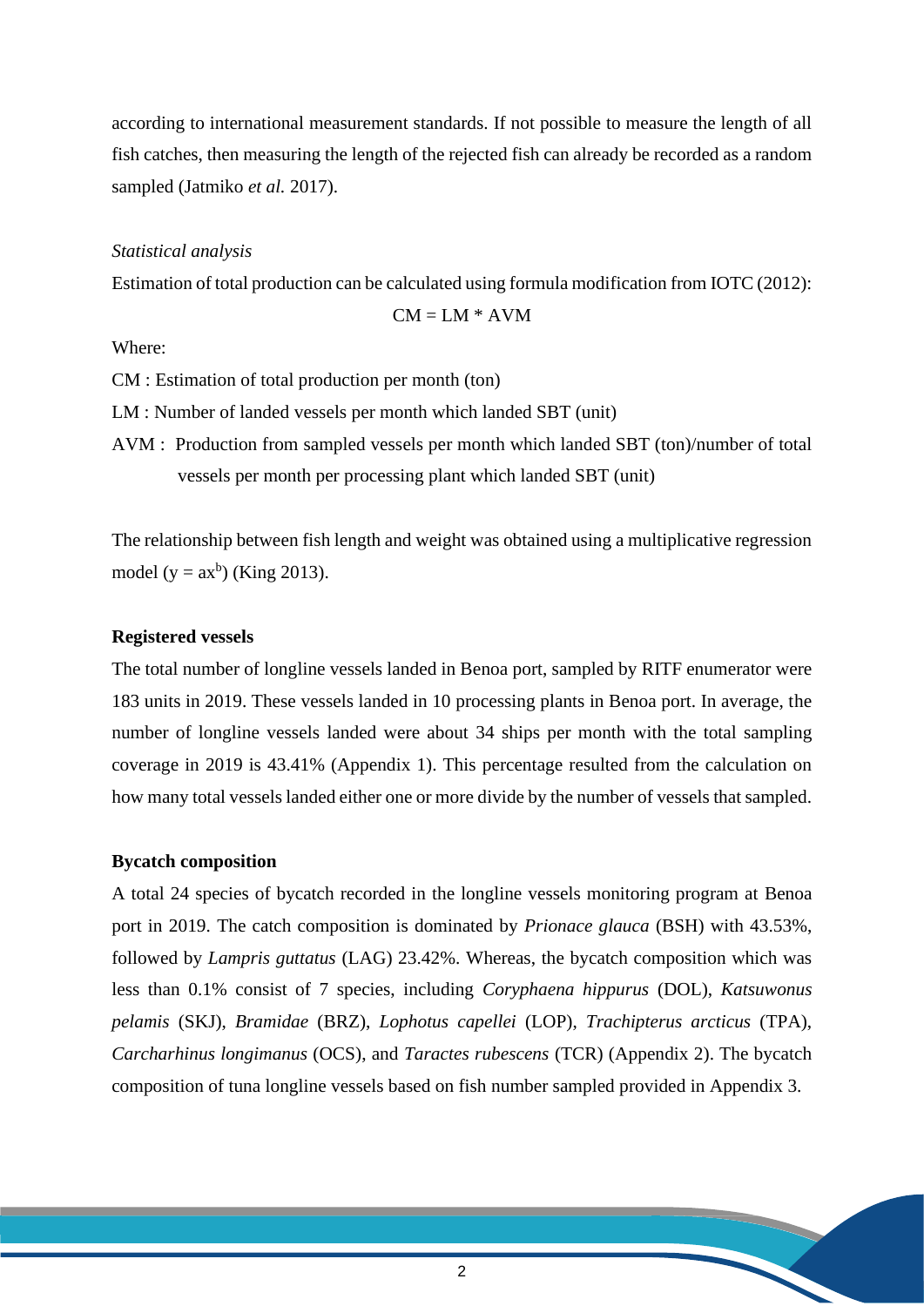according to international measurement standards. If not possible to measure the length of all fish catches, then measuring the length of the rejected fish can already be recorded as a random sampled (Jatmiko *et al.* 2017).

*Statistical analysis*

Estimation of total production can be calculated using formula modification from IOTC (2012):

$$CM = LM * AVM$$

Where:

CM : Estimation of total production per month (ton)

LM : Number of landed vessels per month which landed SBT (unit)

AVM : Production from sampled vessels per month which landed SBT (ton)/number of total vessels per month per processing plant which landed SBT (unit)

The relationship between fish length and weight was obtained using a multiplicative regression model ($y = ax^b$) (King 2013).

**Registered vessels**

The total number of longline vessels landed in Benoa port, sampled by RITF enumerator were 183 units in 2019. These vessels landed in 10 processing plants in Benoa port. In average, the number of longline vessels landed were about 34 ships per month with the total sampling coverage in 2019 is 43.41% (Appendix 1). This percentage resulted from the calculation on how many total vessels landed either one or more divide by the number of vessels that sampled.

**Bycatch composition**

A total 24 species of bycatch recorded in the longline vessels monitoring program at Benoa port in 2019. The catch composition is dominated by *Prionace glauca* (BSH) with 43.53%, followed by *Lampris guttatus* (LAG) 23.42%. Whereas, the bycatch composition which was less than 0.1% consist of 7 species, including *Coryphaena hippurus* (DOL), *Katsuwonus pelamis* (SKJ), *Bramidae* (BRZ), *Lophotus capellei* (LOP), *Trachipterus arcticus* (TPA), *Carcharhinus longimanus* (OCS), and *Taractes rubescens* (TCR) (Appendix 2). The bycatch composition of tuna longline vessels based on fish number sampled provided in Appendix 3.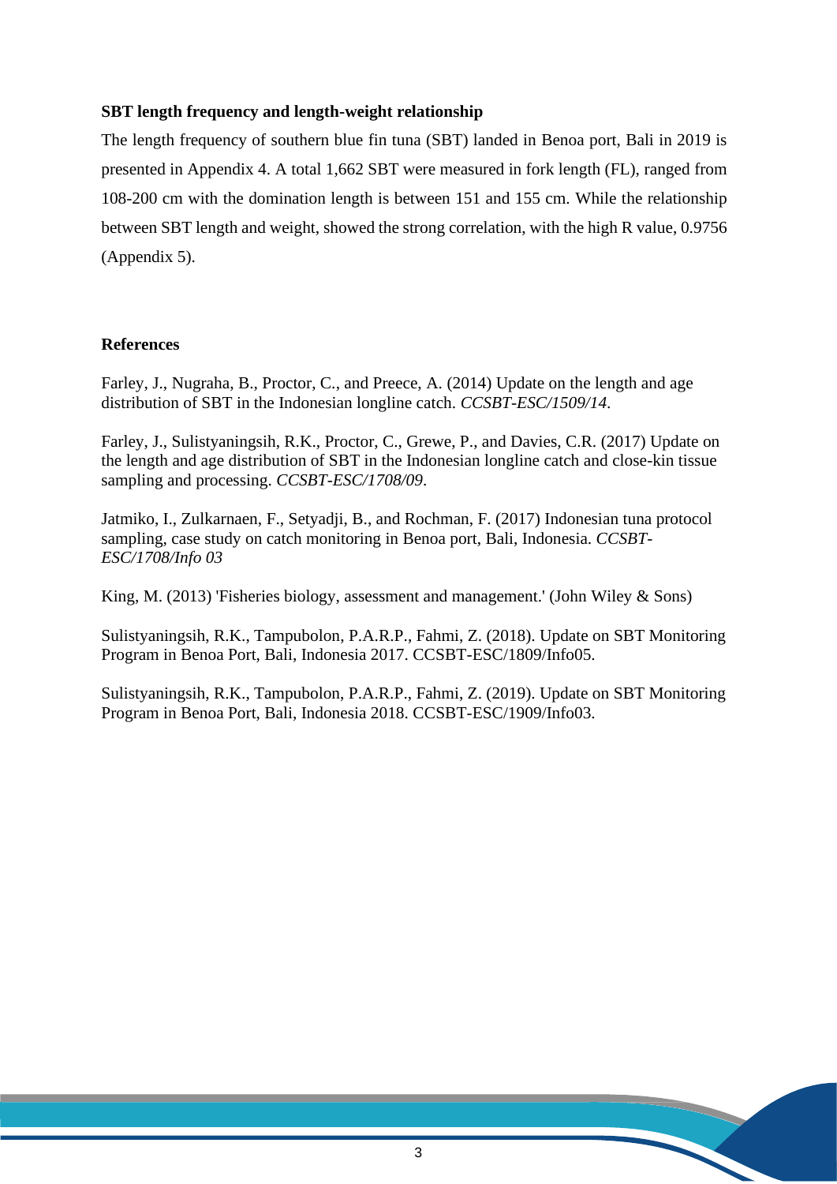**SBT length frequency and length-weight relationship**

The length frequency of southern blue fin tuna (SBT) landed in Benoa port, Bali in 2019 is presented in Appendix 4. A total 1,662 SBT were measured in fork length (FL), ranged from 108-200 cm with the domination length is between 151 and 155 cm. While the relationship between SBT length and weight, showed the strong correlation, with the high R value, 0.9756 (Appendix 5).

**References**

Farley, J., Nugraha, B., Proctor, C., and Preece, A. (2014) Update on the length and age distribution of SBT in the Indonesian longline catch. *CCSBT-ESC/1509/14*.

Farley, J., Sulistyaningsih, R.K., Proctor, C., Grewe, P., and Davies, C.R. (2017) Update on the length and age distribution of SBT in the Indonesian longline catch and close-kin tissue sampling and processing. *CCSBT-ESC/1708/09*.

Jatmiko, I., Zulkarnaen, F., Setyadji, B., and Rochman, F. (2017) Indonesian tuna protocol sampling, case study on catch monitoring in Benoa port, Bali, Indonesia. *CCSBT-ESC/1708/Info 03*

King, M. (2013) 'Fisheries biology, assessment and management.' (John Wiley & Sons)

Sulistyaningsih, R.K., Tampubolon, P.A.R.P., Fahmi, Z. (2018). Update on SBT Monitoring Program in Benoa Port, Bali, Indonesia 2017. CCSBT-ESC/1809/Info05.

Sulistyaningsih, R.K., Tampubolon, P.A.R.P., Fahmi, Z. (2019). Update on SBT Monitoring Program in Benoa Port, Bali, Indonesia 2018. CCSBT-ESC/1909/Info03.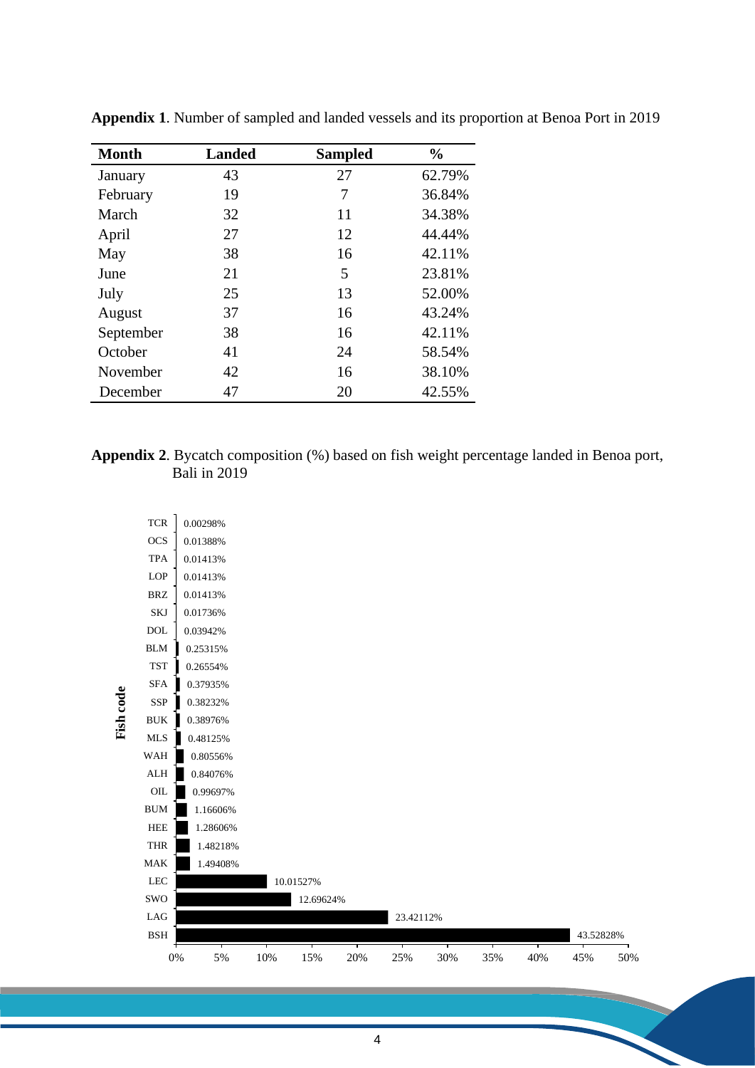**Appendix 1**. Number of sampled and landed vessels and its proportion at Benoa Port in 2019

| Month | Landed | Sampled | % |
|---|---|---|---|
| January | 43 | 27 | 62.79% |
| February | 19 | 7 | 36.84% |
| March | 32 | 11 | 34.38% |
| April | 27 | 12 | 44.44% |
| May | 38 | 16 | 42.11% |
| June | 21 | 5 | 23.81% |
| July | 25 | 13 | 52.00% |
| August | 37 | 16 | 43.24% |
| September | 38 | 16 | 42.11% |
| October | 41 | 24 | 58.54% |
| November | 42 | 16 | 38.10% |
| December | 47 | 20 | 42.55% |

**Appendix 2**. Bycatch composition (%) based on fish weight percentage landed in Benoa port, Bali in 2019

| Fish code | % |
|---|---|
| TCR | 0.00298% |
| OCS | 0.01388% |
| TPA | 0.01413% |
| LOP | 0.01413% |
| BRZ | 0.01413% |
| SKJ | 0.01736% |
| DOL | 0.03942% |
| BLM | 0.25315% |
| TST | 0.26554% |
| SFA | 0.37935% |
| SSP | 0.38232% |
| BUK | 0.38976% |
| MLS | 0.48125% |
| WAH | 0.80556% |
| ALH | 0.84076% |
| OIL | 0.99697% |
| BUM | 1.16606% |
| HEE | 1.28606% |
| THR | 1.48218% |
| MAK | 1.49408% |
| LEC | 10.01527% |
| SWO | 12.69624% |
| LAG | 23.42112% |
| BSH | 43.52828% |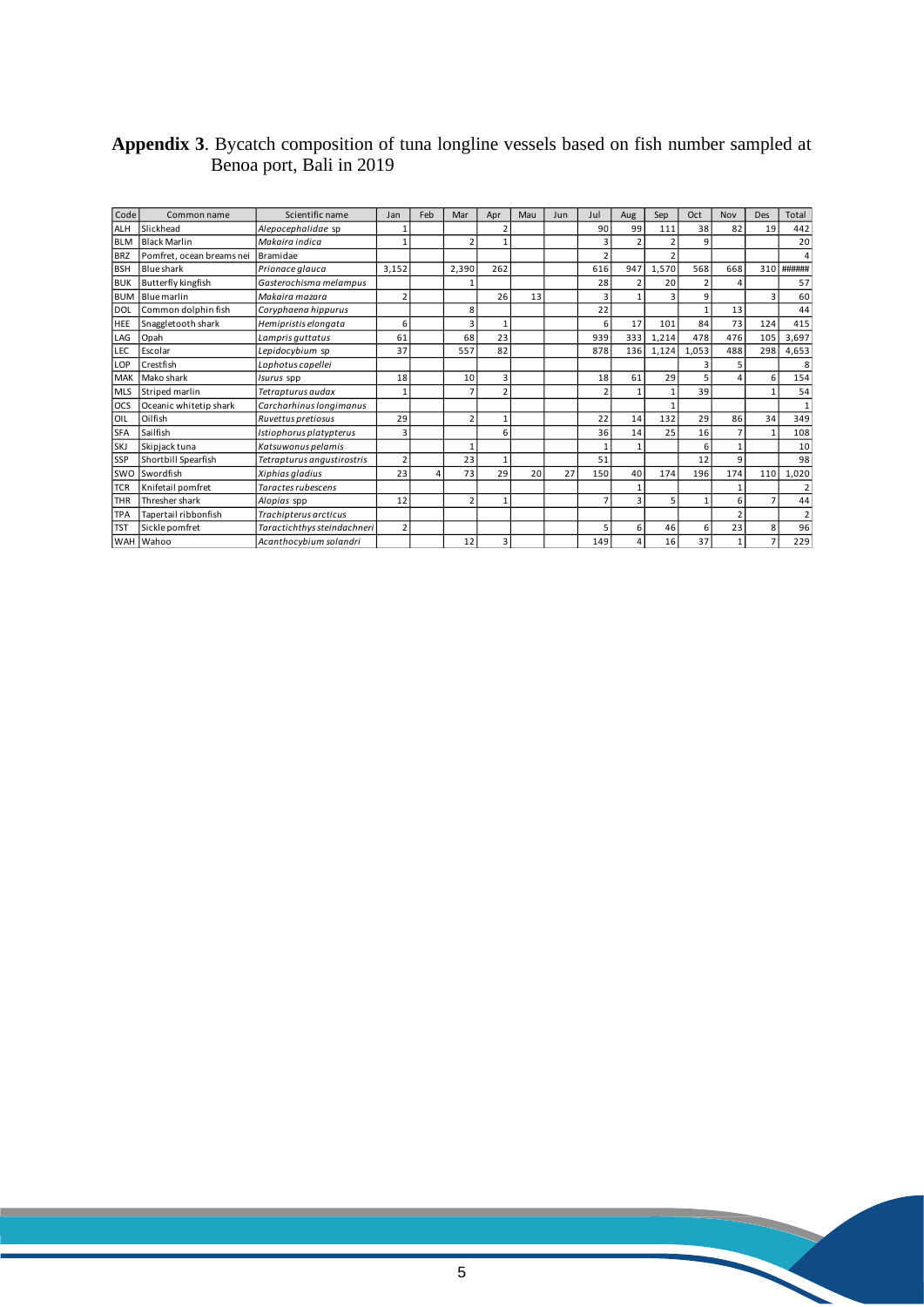**Appendix 3**. Bycatch composition of tuna longline vessels based on fish number sampled at Benoa port, Bali in 2019

| Code | Common name | Scientific name | Jan | Feb | Mar | Apr | Mau | Jun | Jul | Aug | Sep | Oct | Nov | Des | Total |
|---|---|---|---|---|---|---|---|---|---|---|---|---|---|---|---|
| ALH | Slickhead | *Alepocephalidae* sp | 1 | | | 2 | | | 90 | 99 | 111 | 38 | 82 | 19 | 442 |
| BLM | Black Marlin | *Makaira indica* | 1 | | 2 | 1 | | | 3 | 2 | 2 | 9 | | | 20 |
| BRZ | Pomfret, ocean breams nei | Bramidae | | | | | | | 2 | | 2 | | | | 4 |
| BSH | Blue shark | *Prionace glauca* | 3,152 | | 2,390 | 262 | | | 616 | 947 | 1,570 | 568 | 668 | 310 | ###### |
| BUK | Butterfly kingfish | *Gasterochisma melampus* | | | 1 | | | | 28 | 2 | 20 | 2 | 4 | | 57 |
| BUM | Blue marlin | *Makaira mazara* | 2 | | | 26 | 13 | | 3 | 1 | 3 | 9 | | 3 | 60 |
| DOL | Common dolphin fish | *Coryphaena hippurus* | | | 8 | | | | 22 | | | 1 | 13 | | 44 |
| HEE | Snaggletooth shark | *Hemipristis elongata* | 6 | | 3 | 1 | | | 6 | 17 | 101 | 84 | 73 | 124 | 415 |
| LAG | Opah | *Lampris guttatus* | 61 | | 68 | 23 | | | 939 | 333 | 1,214 | 478 | 476 | 105 | 3,697 |
| LEC | Escolar | *Lepidocybium* sp | 37 | | 557 | 82 | | | 878 | 136 | 1,124 | 1,053 | 488 | 298 | 4,653 |
| LOP | Crestfish | *Lophotus capellei* | | | | | | | | | | 3 | 5 | | 8 |
| MAK | Mako shark | *Isurus* spp | 18 | | 10 | 3 | | | 18 | 61 | 29 | 5 | 4 | 6 | 154 |
| MLS | Striped marlin | *Tetrapturus audax* | 1 | | 7 | 2 | | | 2 | 1 | 1 | 39 | | 1 | 54 |
| OCS | Oceanic whitetip shark | *Carcharhinus longimanus* | | | | | | | | | 1 | | | | 1 |
| OIL | Oilfish | *Ruvettus pretiosus* | 29 | | 2 | 1 | | | 22 | 14 | 132 | 29 | 86 | 34 | 349 |
| SFA | Sailfish | *Istiophorus platypterus* | 3 | | | 6 | | | 36 | 14 | 25 | 16 | 7 | 1 | 108 |
| SKJ | Skipjack tuna | *Katsuwonus pelamis* | | | 1 | | | | 1 | 1 | | 6 | 1 | | 10 |
| SSP | Shortbill Spearfish | *Tetrapturus angustirostris* | 2 | | 23 | 1 | | | 51 | | | 12 | 9 | | 98 |
| SWO | Swordfish | *Xiphias gladius* | 23 | 4 | 73 | 29 | 20 | 27 | 150 | 40 | 174 | 196 | 174 | 110 | 1,020 |
| TCR | Knifetail pomfret | *Taractes rubescens* | | | | | | | | 1 | | | 1 | | 2 |
| THR | Thresher shark | *Alopias* spp | 12 | | 2 | 1 | | | 7 | 3 | 5 | 1 | 6 | 7 | 44 |
| TPA | Tapertail ribbonfish | *Trachipterus arcticus* | | | | | | | | | | | 2 | | 2 |
| TST | Sickle pomfret | *Taractichthys steindachneri* | 2 | | | | | | 5 | 6 | 46 | 6 | 23 | 8 | 96 |
| WAH | Wahoo | *Acanthocybium solandri* | | | 12 | 3 | | | 149 | 4 | 16 | 37 | 1 | 7 | 229 |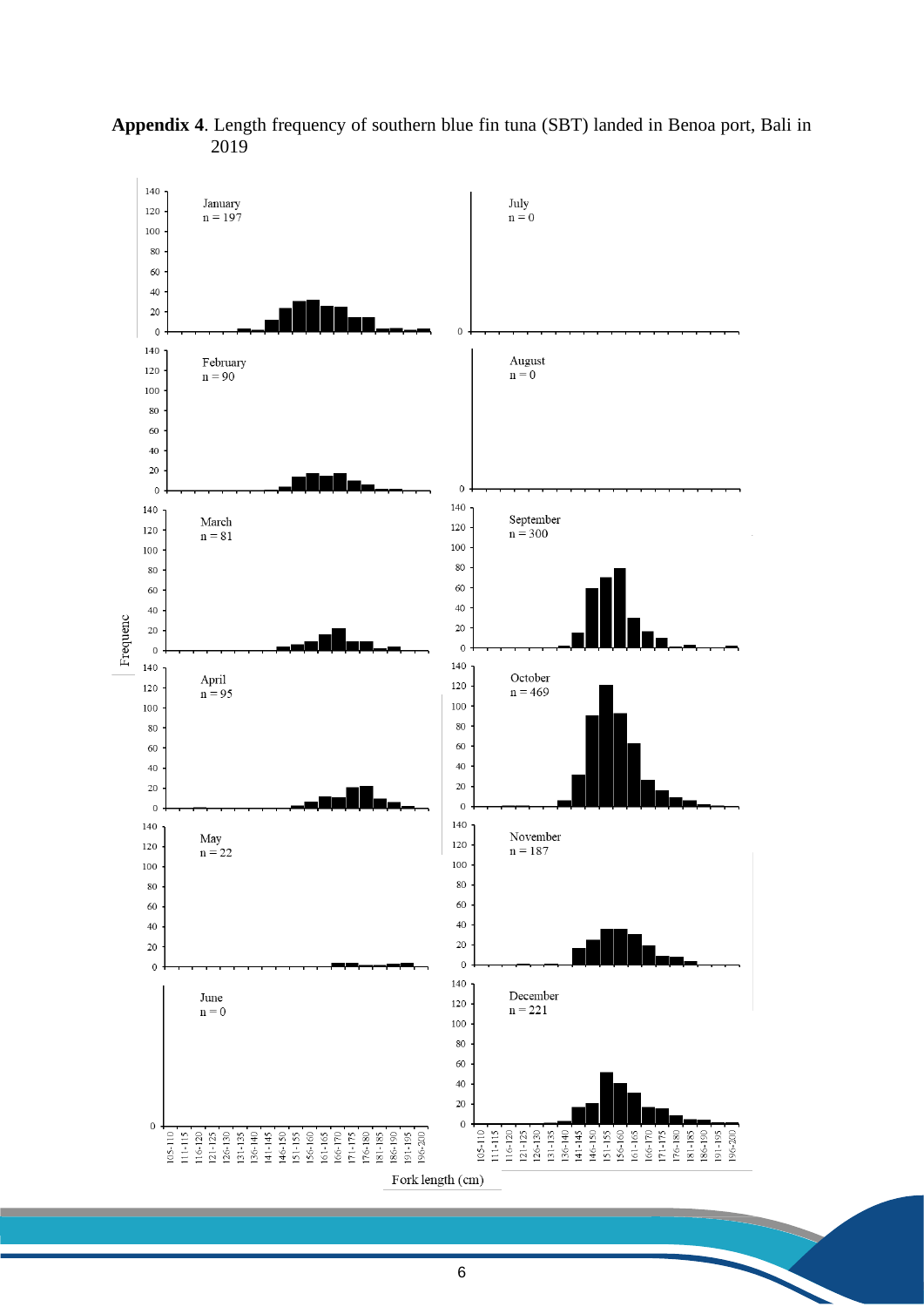**Appendix 4**. Length frequency of southern blue fin tuna (SBT) landed in Benoa port, Bali in 2019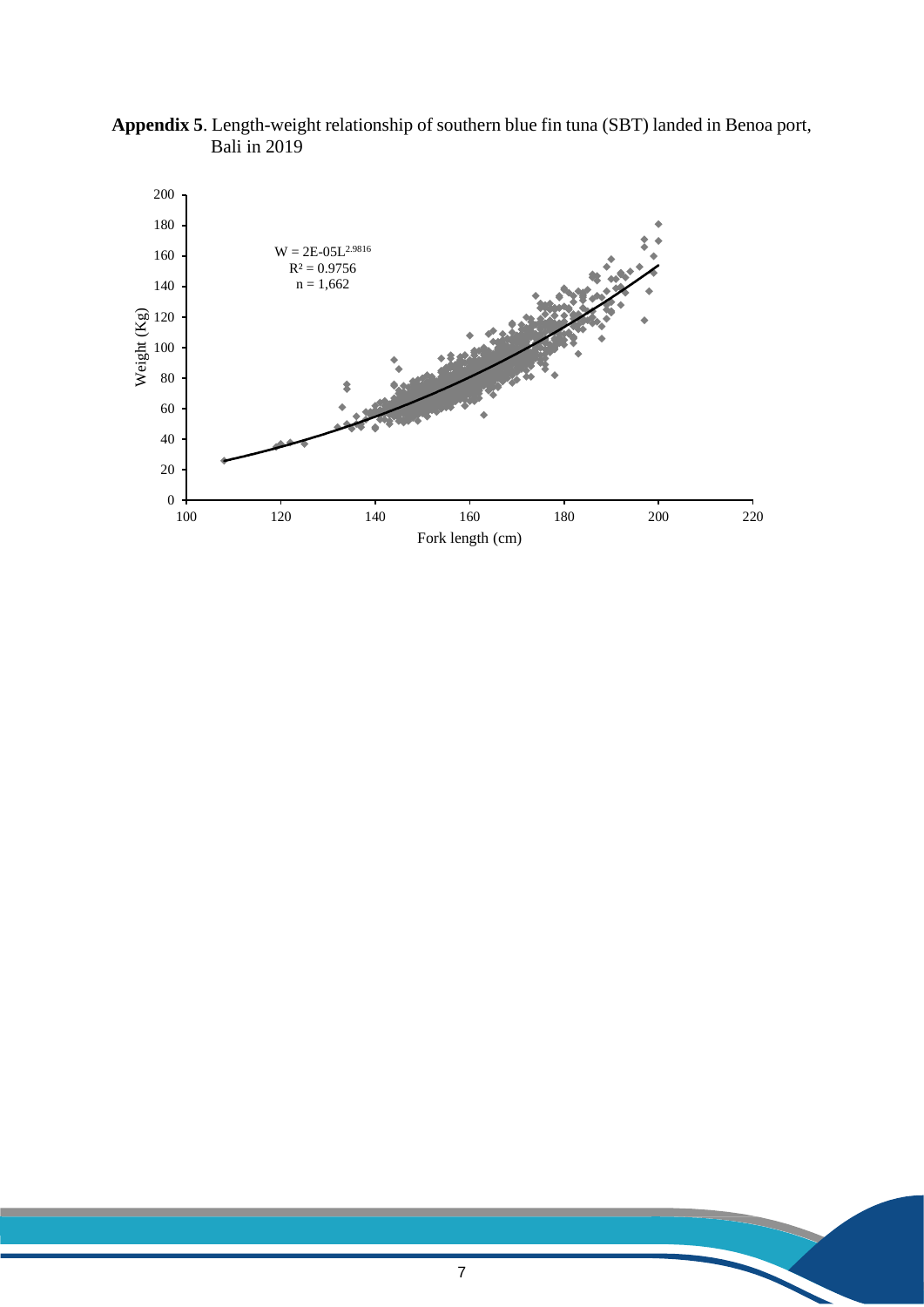**Appendix 5**. Length-weight relationship of southern blue fin tuna (SBT) landed in Benoa port, Bali in 2019

$W = 2E\text{-}05L^{2.9816}$

$R^2 = 0.9756$

n = 1,662

Weight (Kg)

0
20
40
60
80
100
120
140
160
180
200

Fork length (cm)

100
120
140
160
180
200
220